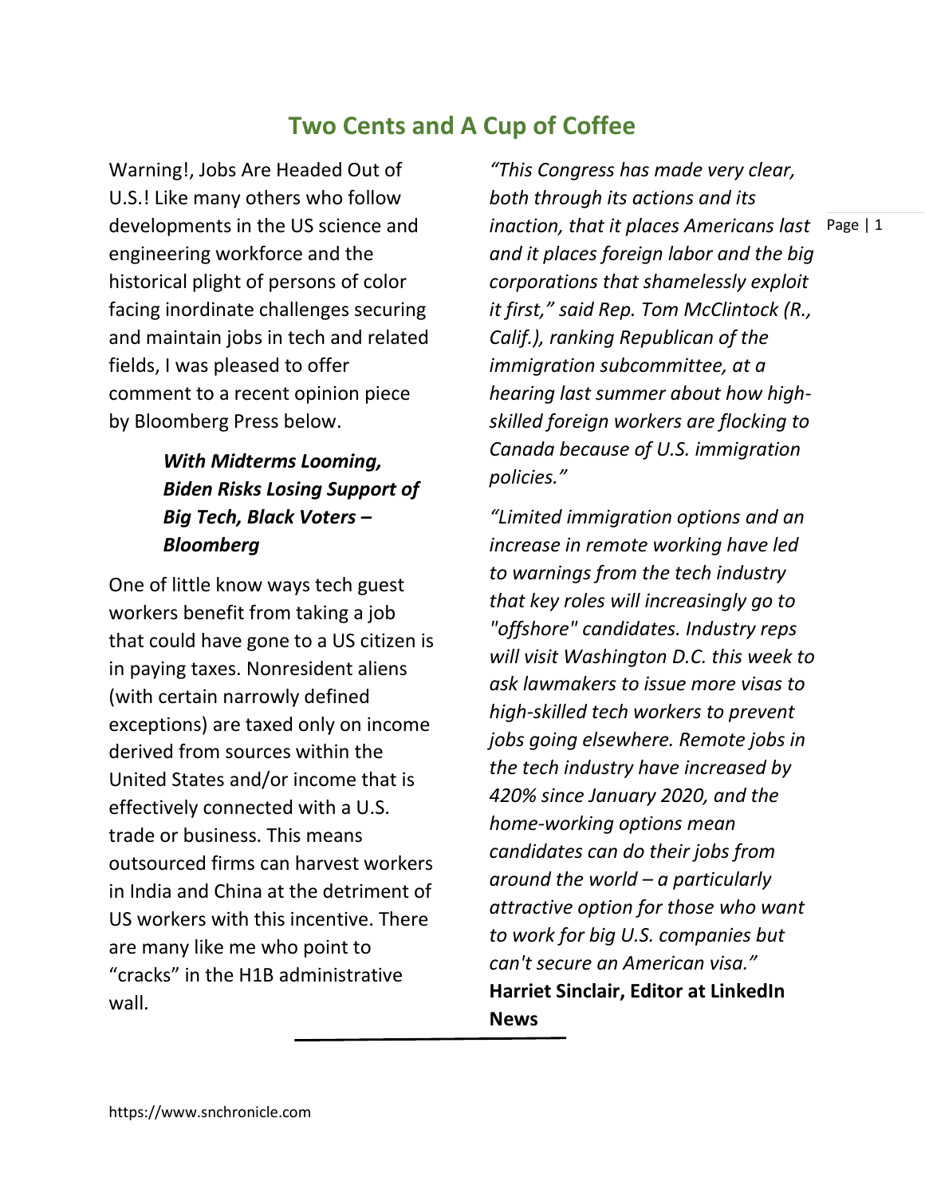# Two Cents and A Cup of Coffee

Warning!, Jobs Are Headed Out of U.S.! Like many others who follow developments in the US science and engineering workforce and the historical plight of persons of color facing inordinate challenges securing and maintain jobs in tech and related fields, I was pleased to offer comment to a recent opinion piece by Bloomberg Press below.

> ***With Midterms Looming, Biden Risks Losing Support of Big Tech, Black Voters – Bloomberg***

One of little know ways tech guest workers benefit from taking a job that could have gone to a US citizen is in paying taxes. Nonresident aliens (with certain narrowly defined exceptions) are taxed only on income derived from sources within the United States and/or income that is effectively connected with a U.S. trade or business. This means outsourced firms can harvest workers in India and China at the detriment of US workers with this incentive. There are many like me who point to "cracks" in the H1B administrative wall.

*"This Congress has made very clear, both through its actions and its inaction, that it places Americans last and it places foreign labor and the big corporations that shamelessly exploit it first," said Rep. Tom McClintock (R., Calif.), ranking Republican of the immigration subcommittee, at a hearing last summer about how high-skilled foreign workers are flocking to Canada because of U.S. immigration policies."*

*"Limited immigration options and an increase in remote working have led to warnings from the tech industry that key roles will increasingly go to "offshore" candidates. Industry reps will visit Washington D.C. this week to ask lawmakers to issue more visas to high-skilled tech workers to prevent jobs going elsewhere. Remote jobs in the tech industry have increased by 420% since January 2020, and the home-working options mean candidates can do their jobs from around the world – a particularly attractive option for those who want to work for big U.S. companies but can't secure an American visa."* **Harriet Sinclair, Editor at LinkedIn News**

---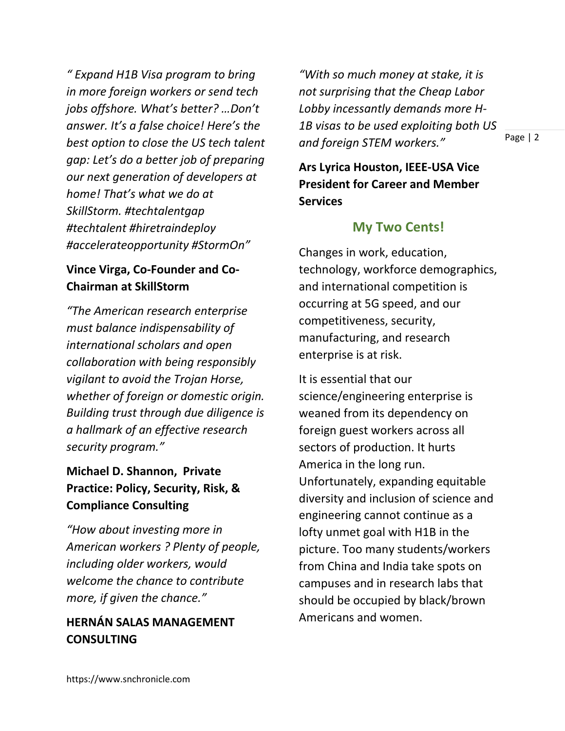*" Expand H1B Visa program to bring in more foreign workers or send tech jobs offshore. What's better? …Don't answer. It's a false choice! Here's the best option to close the US tech talent gap: Let's do a better job of preparing our next generation of developers at home! That's what we do at SkillStorm. #techtalentgap #techtalent #hiretraindeploy #accelerateopportunity #StormOn"*

**Vince Virga, Co-Founder and Co-Chairman at SkillStorm**

*"The American research enterprise must balance indispensability of international scholars and open collaboration with being responsibly vigilant to avoid the Trojan Horse, whether of foreign or domestic origin. Building trust through due diligence is a hallmark of an effective research security program."*

**Michael D. Shannon, Private Practice: Policy, Security, Risk, & Compliance Consulting**

*"How about investing more in American workers ? Plenty of people, including older workers, would welcome the chance to contribute more, if given the chance."*

**HERNÁN SALAS MANAGEMENT CONSULTING**

*"With so much money at stake, it is not surprising that the Cheap Labor Lobby incessantly demands more H-1B visas to be used exploiting both US and foreign STEM workers."*

**Ars Lyrica Houston, IEEE-USA Vice President for Career and Member Services**

## My Two Cents!

Changes in work, education, technology, workforce demographics, and international competition is occurring at 5G speed, and our competitiveness, security, manufacturing, and research enterprise is at risk.

It is essential that our science/engineering enterprise is weaned from its dependency on foreign guest workers across all sectors of production. It hurts America in the long run. Unfortunately, expanding equitable diversity and inclusion of science and engineering cannot continue as a lofty unmet goal with H1B in the picture. Too many students/workers from China and India take spots on campuses and in research labs that should be occupied by black/brown Americans and women.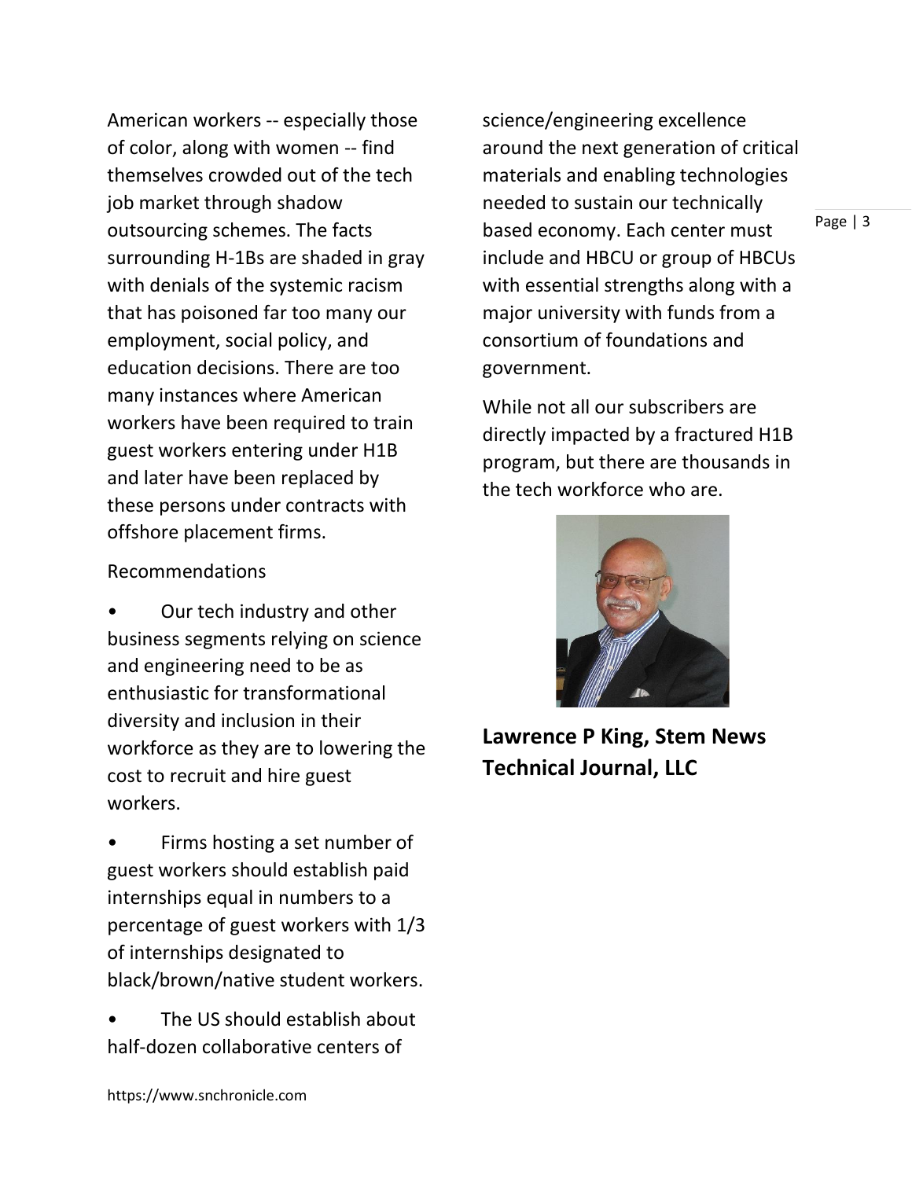American workers -- especially those of color, along with women -- find themselves crowded out of the tech job market through shadow outsourcing schemes. The facts surrounding H-1Bs are shaded in gray with denials of the systemic racism that has poisoned far too many our employment, social policy, and education decisions. There are too many instances where American workers have been required to train guest workers entering under H1B and later have been replaced by these persons under contracts with offshore placement firms.

Recommendations

- Our tech industry and other business segments relying on science and engineering need to be as enthusiastic for transformational diversity and inclusion in their workforce as they are to lowering the cost to recruit and hire guest workers.

- Firms hosting a set number of guest workers should establish paid internships equal in numbers to a percentage of guest workers with 1/3 of internships designated to black/brown/native student workers.

- The US should establish about half-dozen collaborative centers of science/engineering excellence around the next generation of critical materials and enabling technologies needed to sustain our technically based economy. Each center must include and HBCU or group of HBCUs with essential strengths along with a major university with funds from a consortium of foundations and government.

While not all our subscribers are directly impacted by a fractured H1B program, but there are thousands in the tech workforce who are.

**Lawrence P King, Stem News Technical Journal, LLC**

https://www.snchronicle.com